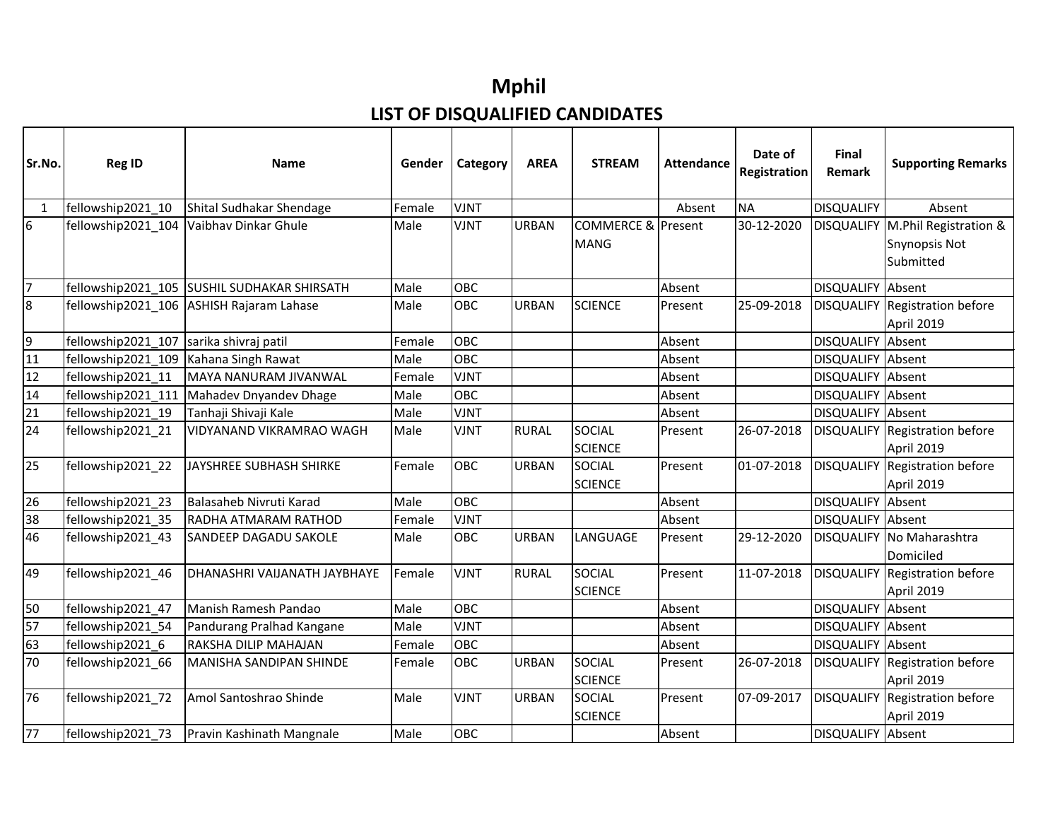# Mphil

## LIST OF DISQUALIFIED CANDIDATES

| Sr.No. | Reg ID | Name | Gender | Category | AREA | STREAM | Attendance | Date of Registration | Final Remark | Supporting Remarks |
|---|---|---|---|---|---|---|---|---|---|---|
| 1 | fellowship2021_10 | Shital Sudhakar Shendage | Female | VJNT | | | Absent | NA | DISQUALIFY | Absent |
| 6 | fellowship2021_104 | Vaibhav Dinkar Ghule | Male | VJNT | URBAN | COMMERCE & MANG | Present | 30-12-2020 | DISQUALIFY | M.Phil Registration & Snynopsis Not Submitted |
| 7 | fellowship2021_105 | SUSHIL SUDHAKAR SHIRSATH | Male | OBC | | | Absent | | DISQUALIFY | Absent |
| 8 | fellowship2021_106 | ASHISH Rajaram Lahase | Male | OBC | URBAN | SCIENCE | Present | 25-09-2018 | DISQUALIFY | Registration before April 2019 |
| 9 | fellowship2021_107 | sarika shivraj patil | Female | OBC | | | Absent | | DISQUALIFY | Absent |
| 11 | fellowship2021_109 | Kahana Singh Rawat | Male | OBC | | | Absent | | DISQUALIFY | Absent |
| 12 | fellowship2021_11 | MAYA NANURAM JIVANWAL | Female | VJNT | | | Absent | | DISQUALIFY | Absent |
| 14 | fellowship2021_111 | Mahadev Dnyandev Dhage | Male | OBC | | | Absent | | DISQUALIFY | Absent |
| 21 | fellowship2021_19 | Tanhaji Shivaji Kale | Male | VJNT | | | Absent | | DISQUALIFY | Absent |
| 24 | fellowship2021_21 | VIDYANAND VIKRAMRAO WAGH | Male | VJNT | RURAL | SOCIAL SCIENCE | Present | 26-07-2018 | DISQUALIFY | Registration before April 2019 |
| 25 | fellowship2021_22 | JAYSHREE SUBHASH SHIRKE | Female | OBC | URBAN | SOCIAL SCIENCE | Present | 01-07-2018 | DISQUALIFY | Registration before April 2019 |
| 26 | fellowship2021_23 | Balasaheb Nivruti Karad | Male | OBC | | | Absent | | DISQUALIFY | Absent |
| 38 | fellowship2021_35 | RADHA ATMARAM RATHOD | Female | VJNT | | | Absent | | DISQUALIFY | Absent |
| 46 | fellowship2021_43 | SANDEEP DAGADU SAKOLE | Male | OBC | URBAN | LANGUAGE | Present | 29-12-2020 | DISQUALIFY | No Maharashtra Domiciled |
| 49 | fellowship2021_46 | DHANASHRI VAIJANATH JAYBHAYE | Female | VJNT | RURAL | SOCIAL SCIENCE | Present | 11-07-2018 | DISQUALIFY | Registration before April 2019 |
| 50 | fellowship2021_47 | Manish Ramesh Pandao | Male | OBC | | | Absent | | DISQUALIFY | Absent |
| 57 | fellowship2021_54 | Pandurang Pralhad Kangane | Male | VJNT | | | Absent | | DISQUALIFY | Absent |
| 63 | fellowship2021_6 | RAKSHA DILIP MAHAJAN | Female | OBC | | | Absent | | DISQUALIFY | Absent |
| 70 | fellowship2021_66 | MANISHA SANDIPAN SHINDE | Female | OBC | URBAN | SOCIAL SCIENCE | Present | 26-07-2018 | DISQUALIFY | Registration before April 2019 |
| 76 | fellowship2021_72 | Amol Santoshrao Shinde | Male | VJNT | URBAN | SOCIAL SCIENCE | Present | 07-09-2017 | DISQUALIFY | Registration before April 2019 |
| 77 | fellowship2021_73 | Pravin Kashinath Mangnale | Male | OBC | | | Absent | | DISQUALIFY | Absent |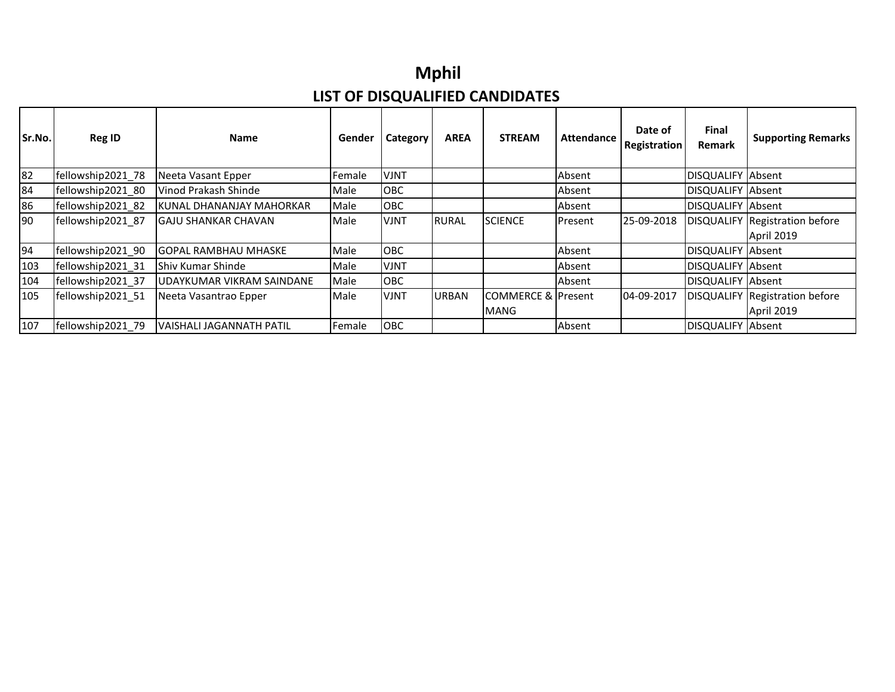# Mphil

## LIST OF DISQUALIFIED CANDIDATES

| Sr.No. | Reg ID | Name | Gender | Category | AREA | STREAM | Attendance | Date of Registration | Final Remark | Supporting Remarks |
|---|---|---|---|---|---|---|---|---|---|---|
| 82 | fellowship2021_78 | Neeta Vasant Epper | Female | VJNT | | | Absent | | DISQUALIFY | Absent |
| 84 | fellowship2021_80 | Vinod Prakash Shinde | Male | OBC | | | Absent | | DISQUALIFY | Absent |
| 86 | fellowship2021_82 | KUNAL DHANANJAY MAHORKAR | Male | OBC | | | Absent | | DISQUALIFY | Absent |
| 90 | fellowship2021_87 | GAJU SHANKAR CHAVAN | Male | VJNT | RURAL | SCIENCE | Present | 25-09-2018 | DISQUALIFY | Registration before April 2019 |
| 94 | fellowship2021_90 | GOPAL RAMBHAU MHASKE | Male | OBC | | | Absent | | DISQUALIFY | Absent |
| 103 | fellowship2021_31 | Shiv Kumar Shinde | Male | VJNT | | | Absent | | DISQUALIFY | Absent |
| 104 | fellowship2021_37 | UDAYKUMAR VIKRAM SAINDANE | Male | OBC | | | Absent | | DISQUALIFY | Absent |
| 105 | fellowship2021_51 | Neeta Vasantrao Epper | Male | VJNT | URBAN | COMMERCE & MANG | Present | 04-09-2017 | DISQUALIFY | Registration before April 2019 |
| 107 | fellowship2021_79 | VAISHALI JAGANNATH PATIL | Female | OBC | | | Absent | | DISQUALIFY | Absent |